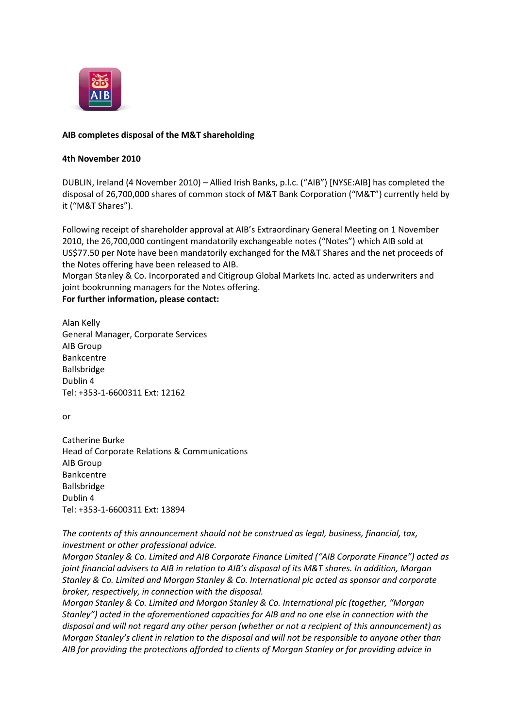**AIB completes disposal of the M&T shareholding**

**4th November 2010**

DUBLIN, Ireland (4 November 2010) – Allied Irish Banks, p.l.c. ("AIB") [NYSE:AIB] has completed the disposal of 26,700,000 shares of common stock of M&T Bank Corporation ("M&T") currently held by it ("M&T Shares").

Following receipt of shareholder approval at AIB's Extraordinary General Meeting on 1 November 2010, the 26,700,000 contingent mandatorily exchangeable notes ("Notes") which AIB sold at US$77.50 per Note have been mandatorily exchanged for the M&T Shares and the net proceeds of the Notes offering have been released to AIB.

Morgan Stanley & Co. Incorporated and Citigroup Global Markets Inc. acted as underwriters and joint bookrunning managers for the Notes offering.

**For further information, please contact:**

Alan Kelly
General Manager, Corporate Services
AIB Group
Bankcentre
Ballsbridge
Dublin 4
Tel: +353-1-6600311 Ext: 12162

or

Catherine Burke
Head of Corporate Relations & Communications
AIB Group
Bankcentre
Ballsbridge
Dublin 4
Tel: +353-1-6600311 Ext: 13894

*The contents of this announcement should not be construed as legal, business, financial, tax, investment or other professional advice.*

*Morgan Stanley & Co. Limited and AIB Corporate Finance Limited ("AIB Corporate Finance") acted as joint financial advisers to AIB in relation to AIB's disposal of its M&T shares. In addition, Morgan Stanley & Co. Limited and Morgan Stanley & Co. International plc acted as sponsor and corporate broker, respectively, in connection with the disposal.*

*Morgan Stanley & Co. Limited and Morgan Stanley & Co. International plc (together, "Morgan Stanley") acted in the aforementioned capacities for AIB and no one else in connection with the disposal and will not regard any other person (whether or not a recipient of this announcement) as Morgan Stanley's client in relation to the disposal and will not be responsible to anyone other than AIB for providing the protections afforded to clients of Morgan Stanley or for providing advice in*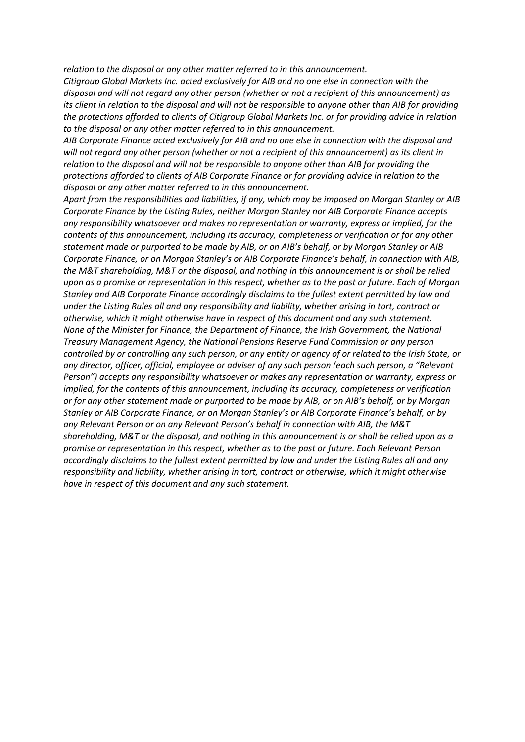*relation to the disposal or any other matter referred to in this announcement.*

*Citigroup Global Markets Inc. acted exclusively for AIB and no one else in connection with the disposal and will not regard any other person (whether or not a recipient of this announcement) as its client in relation to the disposal and will not be responsible to anyone other than AIB for providing the protections afforded to clients of Citigroup Global Markets Inc. or for providing advice in relation to the disposal or any other matter referred to in this announcement.*

*AIB Corporate Finance acted exclusively for AIB and no one else in connection with the disposal and will not regard any other person (whether or not a recipient of this announcement) as its client in relation to the disposal and will not be responsible to anyone other than AIB for providing the protections afforded to clients of AIB Corporate Finance or for providing advice in relation to the disposal or any other matter referred to in this announcement.*

*Apart from the responsibilities and liabilities, if any, which may be imposed on Morgan Stanley or AIB Corporate Finance by the Listing Rules, neither Morgan Stanley nor AIB Corporate Finance accepts any responsibility whatsoever and makes no representation or warranty, express or implied, for the contents of this announcement, including its accuracy, completeness or verification or for any other statement made or purported to be made by AIB, or on AIB's behalf, or by Morgan Stanley or AIB Corporate Finance, or on Morgan Stanley's or AIB Corporate Finance's behalf, in connection with AIB, the M&T shareholding, M&T or the disposal, and nothing in this announcement is or shall be relied upon as a promise or representation in this respect, whether as to the past or future. Each of Morgan Stanley and AIB Corporate Finance accordingly disclaims to the fullest extent permitted by law and under the Listing Rules all and any responsibility and liability, whether arising in tort, contract or otherwise, which it might otherwise have in respect of this document and any such statement.*

*None of the Minister for Finance, the Department of Finance, the Irish Government, the National Treasury Management Agency, the National Pensions Reserve Fund Commission or any person controlled by or controlling any such person, or any entity or agency of or related to the Irish State, or any director, officer, official, employee or adviser of any such person (each such person, a "Relevant Person") accepts any responsibility whatsoever or makes any representation or warranty, express or implied, for the contents of this announcement, including its accuracy, completeness or verification or for any other statement made or purported to be made by AIB, or on AIB's behalf, or by Morgan Stanley or AIB Corporate Finance, or on Morgan Stanley's or AIB Corporate Finance's behalf, or by any Relevant Person or on any Relevant Person's behalf in connection with AIB, the M&T shareholding, M&T or the disposal, and nothing in this announcement is or shall be relied upon as a promise or representation in this respect, whether as to the past or future. Each Relevant Person accordingly disclaims to the fullest extent permitted by law and under the Listing Rules all and any responsibility and liability, whether arising in tort, contract or otherwise, which it might otherwise have in respect of this document and any such statement.*